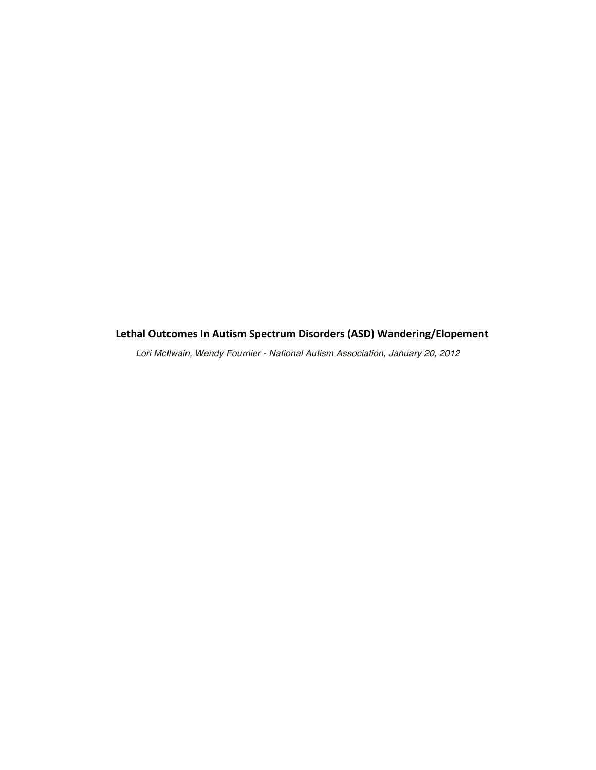# Lethal Outcomes In Autism Spectrum Disorders (ASD) Wandering/Elopement

*Lori McIlwain, Wendy Fournier - National Autism Association, January 20, 2012*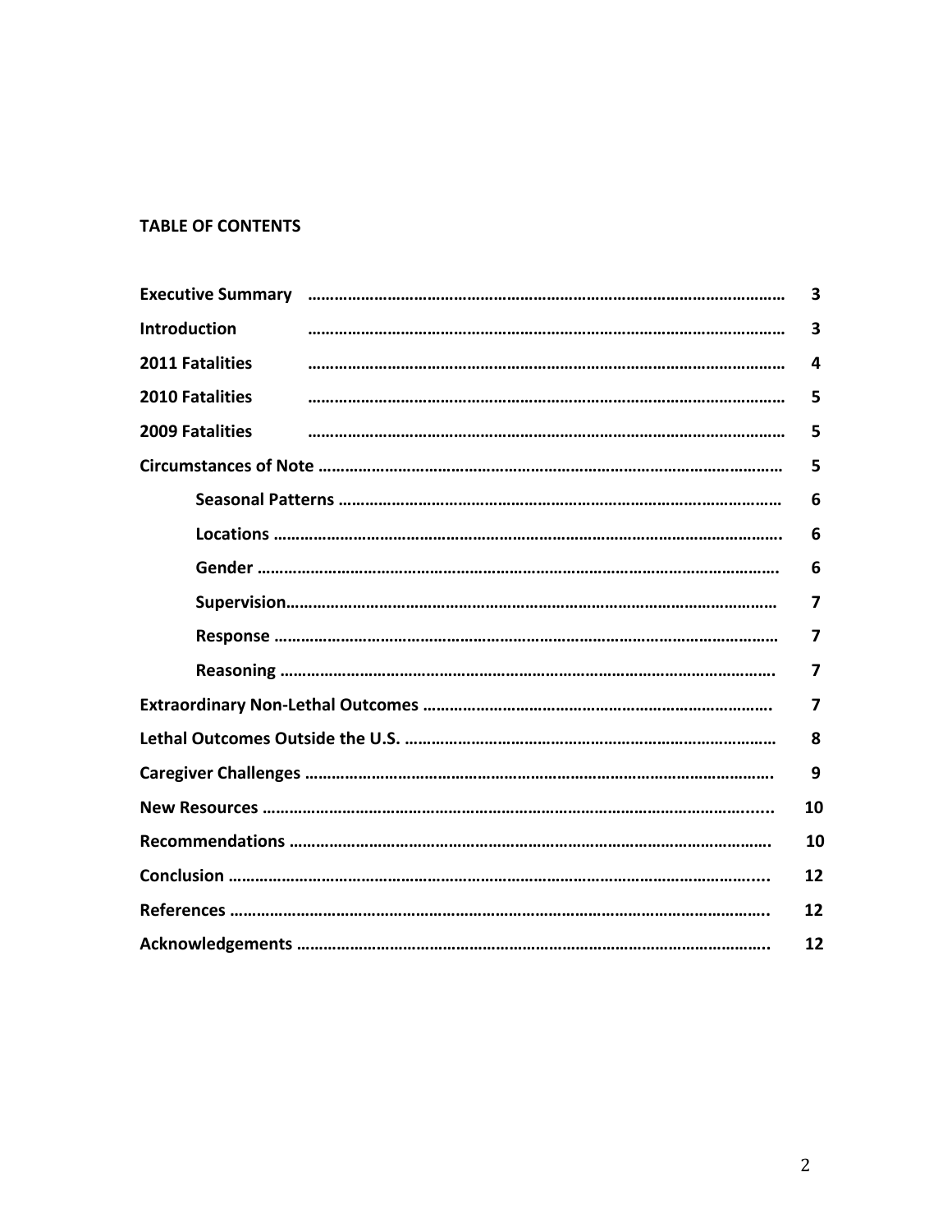**TABLE OF CONTENTS**

| Section | Page |
| --- | --- |
| **Executive Summary** | **3** |
| **Introduction** | **3** |
| **2011 Fatalities** | **4** |
| **2010 Fatalities** | **5** |
| **2009 Fatalities** | **5** |
| **Circumstances of Note** | **5** |
| &nbsp;&nbsp;&nbsp;&nbsp;**Seasonal Patterns** | **6** |
| &nbsp;&nbsp;&nbsp;&nbsp;**Locations** | **6** |
| &nbsp;&nbsp;&nbsp;&nbsp;**Gender** | **6** |
| &nbsp;&nbsp;&nbsp;&nbsp;**Supervision** | **7** |
| &nbsp;&nbsp;&nbsp;&nbsp;**Response** | **7** |
| &nbsp;&nbsp;&nbsp;&nbsp;**Reasoning** | **7** |
| **Extraordinary Non-Lethal Outcomes** | **7** |
| **Lethal Outcomes Outside the U.S.** | **8** |
| **Caregiver Challenges** | **9** |
| **New Resources** | **10** |
| **Recommendations** | **10** |
| **Conclusion** | **12** |
| **References** | **12** |
| **Acknowledgements** | **12** |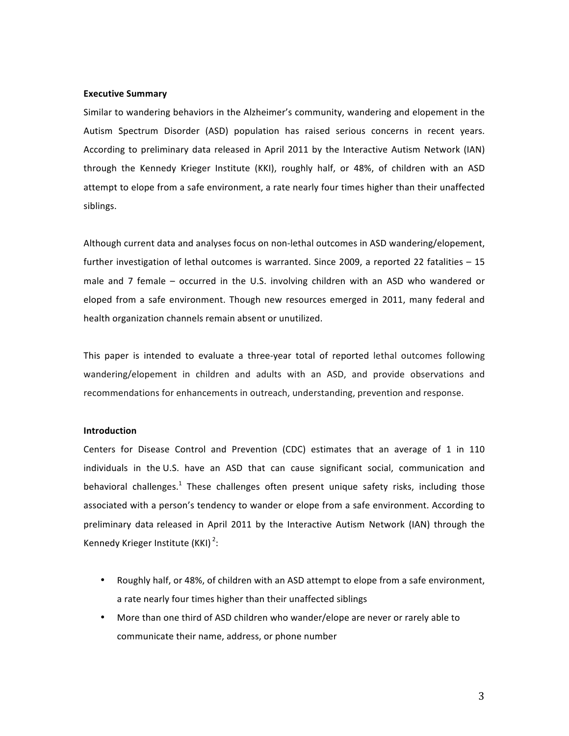**Executive Summary**

Similar to wandering behaviors in the Alzheimer's community, wandering and elopement in the Autism Spectrum Disorder (ASD) population has raised serious concerns in recent years. According to preliminary data released in April 2011 by the Interactive Autism Network (IAN) through the Kennedy Krieger Institute (KKI), roughly half, or 48%, of children with an ASD attempt to elope from a safe environment, a rate nearly four times higher than their unaffected siblings.

Although current data and analyses focus on non-lethal outcomes in ASD wandering/elopement, further investigation of lethal outcomes is warranted. Since 2009, a reported 22 fatalities – 15 male and 7 female – occurred in the U.S. involving children with an ASD who wandered or eloped from a safe environment. Though new resources emerged in 2011, many federal and health organization channels remain absent or unutilized.

This paper is intended to evaluate a three-year total of reported lethal outcomes following wandering/elopement in children and adults with an ASD, and provide observations and recommendations for enhancements in outreach, understanding, prevention and response.

**Introduction**

Centers for Disease Control and Prevention (CDC) estimates that an average of 1 in 110 individuals in the U.S. have an ASD that can cause significant social, communication and behavioral challenges.[1] These challenges often present unique safety risks, including those associated with a person's tendency to wander or elope from a safe environment. According to preliminary data released in April 2011 by the Interactive Autism Network (IAN) through the Kennedy Krieger Institute (KKI)[2]:

- Roughly half, or 48%, of children with an ASD attempt to elope from a safe environment, a rate nearly four times higher than their unaffected siblings
- More than one third of ASD children who wander/elope are never or rarely able to communicate their name, address, or phone number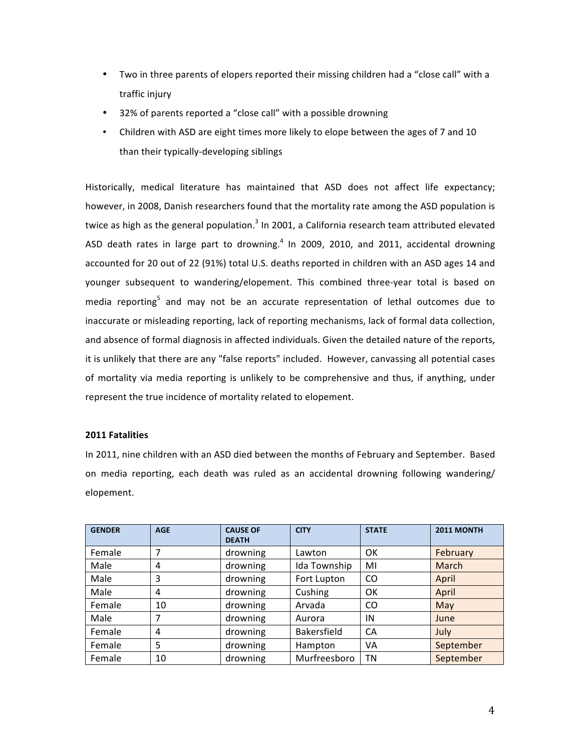- Two in three parents of elopers reported their missing children had a "close call" with a traffic injury
- 32% of parents reported a "close call" with a possible drowning
- Children with ASD are eight times more likely to elope between the ages of 7 and 10 than their typically-developing siblings

Historically, medical literature has maintained that ASD does not affect life expectancy; however, in 2008, Danish researchers found that the mortality rate among the ASD population is twice as high as the general population.[3] In 2001, a California research team attributed elevated ASD death rates in large part to drowning.[4] In 2009, 2010, and 2011, accidental drowning accounted for 20 out of 22 (91%) total U.S. deaths reported in children with an ASD ages 14 and younger subsequent to wandering/elopement. This combined three-year total is based on media reporting[5] and may not be an accurate representation of lethal outcomes due to inaccurate or misleading reporting, lack of reporting mechanisms, lack of formal data collection, and absence of formal diagnosis in affected individuals. Given the detailed nature of the reports, it is unlikely that there are any "false reports" included. However, canvassing all potential cases of mortality via media reporting is unlikely to be comprehensive and thus, if anything, under represent the true incidence of mortality related to elopement.

**2011 Fatalities**

In 2011, nine children with an ASD died between the months of February and September. Based on media reporting, each death was ruled as an accidental drowning following wandering/ elopement.

| GENDER | AGE | CAUSE OF DEATH | CITY | STATE | 2011 MONTH |
|---|---|---|---|---|---|
| Female | 7 | drowning | Lawton | OK | February |
| Male | 4 | drowning | Ida Township | MI | March |
| Male | 3 | drowning | Fort Lupton | CO | April |
| Male | 4 | drowning | Cushing | OK | April |
| Female | 10 | drowning | Arvada | CO | May |
| Male | 7 | drowning | Aurora | IN | June |
| Female | 4 | drowning | Bakersfield | CA | July |
| Female | 5 | drowning | Hampton | VA | September |
| Female | 10 | drowning | Murfreesboro | TN | September |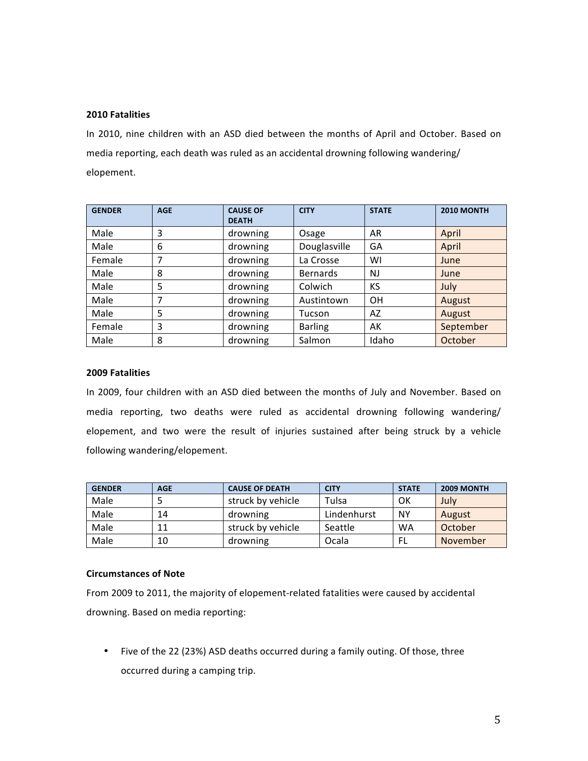**2010 Fatalities**

In 2010, nine children with an ASD died between the months of April and October. Based on media reporting, each death was ruled as an accidental drowning following wandering/ elopement.

| GENDER | AGE | CAUSE OF DEATH | CITY | STATE | 2010 MONTH |
|---|---|---|---|---|---|
| Male | 3 | drowning | Osage | AR | April |
| Male | 6 | drowning | Douglasville | GA | April |
| Female | 7 | drowning | La Crosse | WI | June |
| Male | 8 | drowning | Bernards | NJ | June |
| Male | 5 | drowning | Colwich | KS | July |
| Male | 7 | drowning | Austintown | OH | August |
| Male | 5 | drowning | Tucson | AZ | August |
| Female | 3 | drowning | Barling | AK | September |
| Male | 8 | drowning | Salmon | Idaho | October |

**2009 Fatalities**

In 2009, four children with an ASD died between the months of July and November. Based on media reporting, two deaths were ruled as accidental drowning following wandering/ elopement, and two were the result of injuries sustained after being struck by a vehicle following wandering/elopement.

| GENDER | AGE | CAUSE OF DEATH | CITY | STATE | 2009 MONTH |
|---|---|---|---|---|---|
| Male | 5 | struck by vehicle | Tulsa | OK | July |
| Male | 14 | drowning | Lindenhurst | NY | August |
| Male | 11 | struck by vehicle | Seattle | WA | October |
| Male | 10 | drowning | Ocala | FL | November |

**Circumstances of Note**

From 2009 to 2011, the majority of elopement-related fatalities were caused by accidental drowning. Based on media reporting:

- Five of the 22 (23%) ASD deaths occurred during a family outing. Of those, three occurred during a camping trip.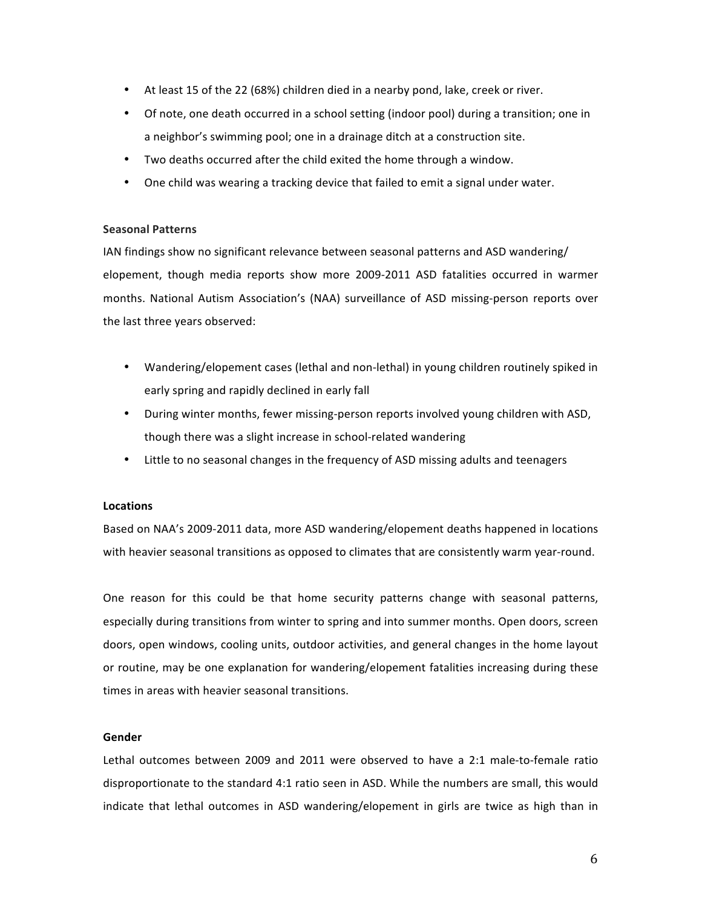- At least 15 of the 22 (68%) children died in a nearby pond, lake, creek or river.
- Of note, one death occurred in a school setting (indoor pool) during a transition; one in a neighbor's swimming pool; one in a drainage ditch at a construction site.
- Two deaths occurred after the child exited the home through a window.
- One child was wearing a tracking device that failed to emit a signal under water.

**Seasonal Patterns**

IAN findings show no significant relevance between seasonal patterns and ASD wandering/ elopement, though media reports show more 2009-2011 ASD fatalities occurred in warmer months. National Autism Association's (NAA) surveillance of ASD missing-person reports over the last three years observed:

- Wandering/elopement cases (lethal and non-lethal) in young children routinely spiked in early spring and rapidly declined in early fall
- During winter months, fewer missing-person reports involved young children with ASD, though there was a slight increase in school-related wandering
- Little to no seasonal changes in the frequency of ASD missing adults and teenagers

**Locations**

Based on NAA's 2009-2011 data, more ASD wandering/elopement deaths happened in locations with heavier seasonal transitions as opposed to climates that are consistently warm year-round.

One reason for this could be that home security patterns change with seasonal patterns, especially during transitions from winter to spring and into summer months. Open doors, screen doors, open windows, cooling units, outdoor activities, and general changes in the home layout or routine, may be one explanation for wandering/elopement fatalities increasing during these times in areas with heavier seasonal transitions.

**Gender**

Lethal outcomes between 2009 and 2011 were observed to have a 2:1 male-to-female ratio disproportionate to the standard 4:1 ratio seen in ASD. While the numbers are small, this would indicate that lethal outcomes in ASD wandering/elopement in girls are twice as high than in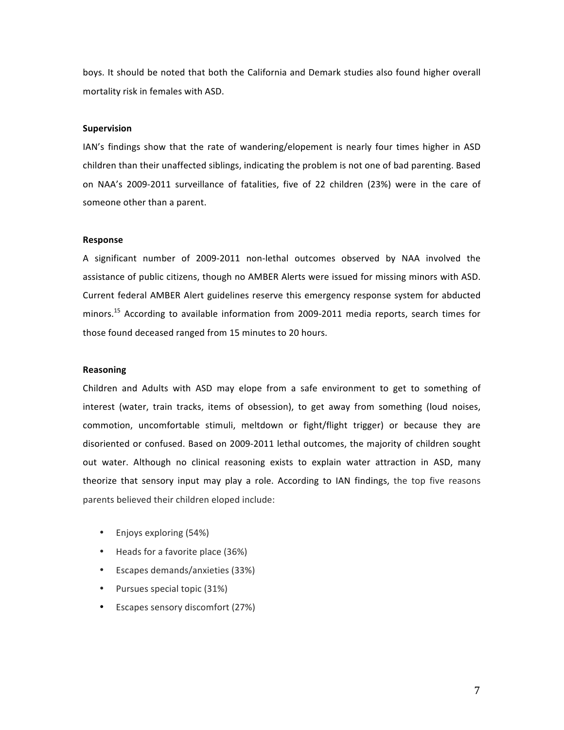boys. It should be noted that both the California and Demark studies also found higher overall mortality risk in females with ASD.

**Supervision**

IAN's findings show that the rate of wandering/elopement is nearly four times higher in ASD children than their unaffected siblings, indicating the problem is not one of bad parenting. Based on NAA's 2009-2011 surveillance of fatalities, five of 22 children (23%) were in the care of someone other than a parent.

**Response**

A significant number of 2009-2011 non-lethal outcomes observed by NAA involved the assistance of public citizens, though no AMBER Alerts were issued for missing minors with ASD. Current federal AMBER Alert guidelines reserve this emergency response system for abducted minors.[15] According to available information from 2009-2011 media reports, search times for those found deceased ranged from 15 minutes to 20 hours.

**Reasoning**

Children and Adults with ASD may elope from a safe environment to get to something of interest (water, train tracks, items of obsession), to get away from something (loud noises, commotion, uncomfortable stimuli, meltdown or fight/flight trigger) or because they are disoriented or confused. Based on 2009-2011 lethal outcomes, the majority of children sought out water. Although no clinical reasoning exists to explain water attraction in ASD, many theorize that sensory input may play a role. According to IAN findings, the top five reasons parents believed their children eloped include:

- Enjoys exploring (54%)
- Heads for a favorite place (36%)
- Escapes demands/anxieties (33%)
- Pursues special topic (31%)
- Escapes sensory discomfort (27%)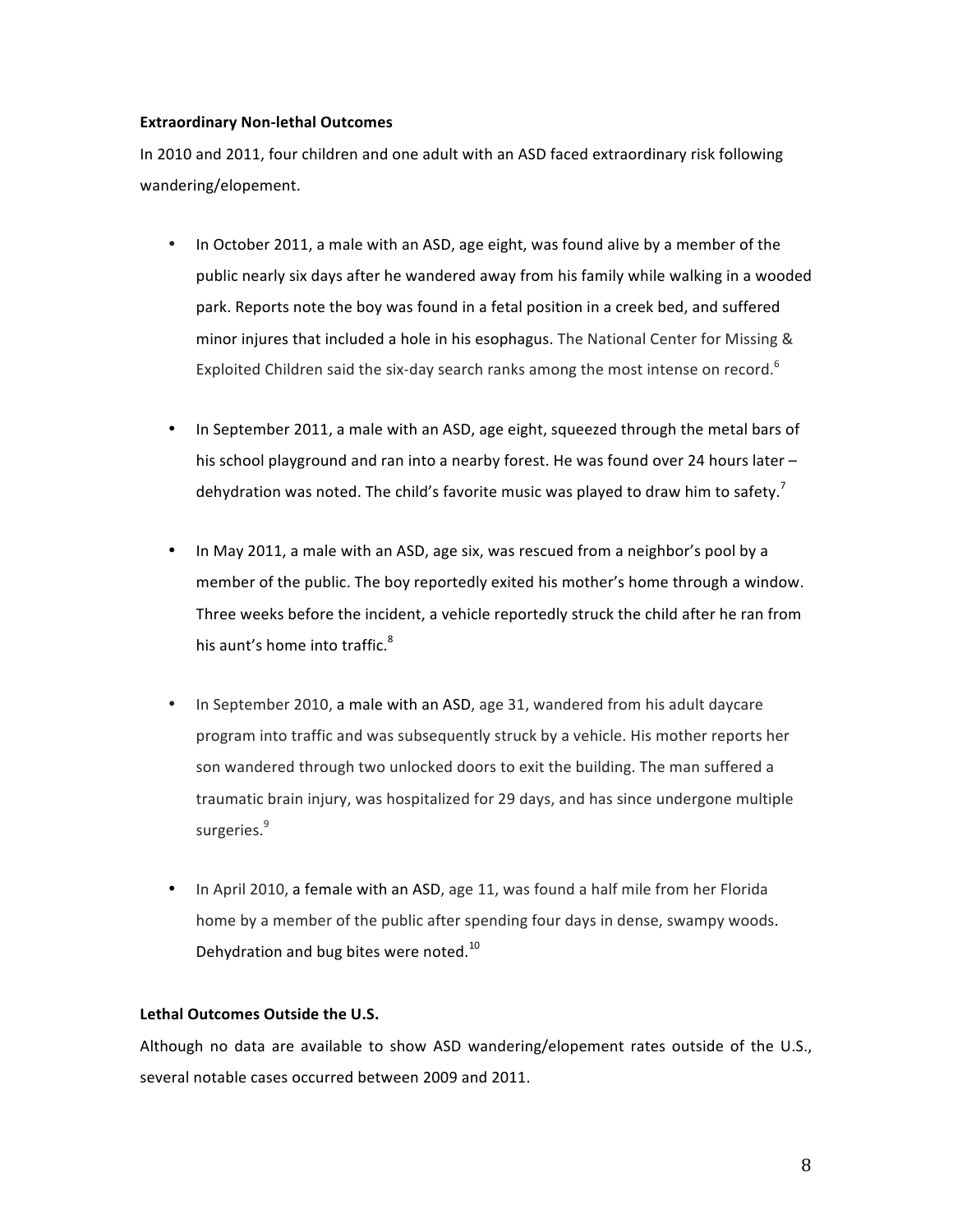**Extraordinary Non-lethal Outcomes**

In 2010 and 2011, four children and one adult with an ASD faced extraordinary risk following wandering/elopement.

- In October 2011, a male with an ASD, age eight, was found alive by a member of the public nearly six days after he wandered away from his family while walking in a wooded park. Reports note the boy was found in a fetal position in a creek bed, and suffered minor injures that included a hole in his esophagus. The National Center for Missing & Exploited Children said the six-day search ranks among the most intense on record.[6]

- In September 2011, a male with an ASD, age eight, squeezed through the metal bars of his school playground and ran into a nearby forest. He was found over 24 hours later – dehydration was noted. The child's favorite music was played to draw him to safety.[7]

- In May 2011, a male with an ASD, age six, was rescued from a neighbor's pool by a member of the public. The boy reportedly exited his mother's home through a window. Three weeks before the incident, a vehicle reportedly struck the child after he ran from his aunt's home into traffic.[8]

- In September 2010, a male with an ASD, age 31, wandered from his adult daycare program into traffic and was subsequently struck by a vehicle. His mother reports her son wandered through two unlocked doors to exit the building. The man suffered a traumatic brain injury, was hospitalized for 29 days, and has since undergone multiple surgeries.[9]

- In April 2010, a female with an ASD, age 11, was found a half mile from her Florida home by a member of the public after spending four days in dense, swampy woods. Dehydration and bug bites were noted.[10]

**Lethal Outcomes Outside the U.S.**

Although no data are available to show ASD wandering/elopement rates outside of the U.S., several notable cases occurred between 2009 and 2011.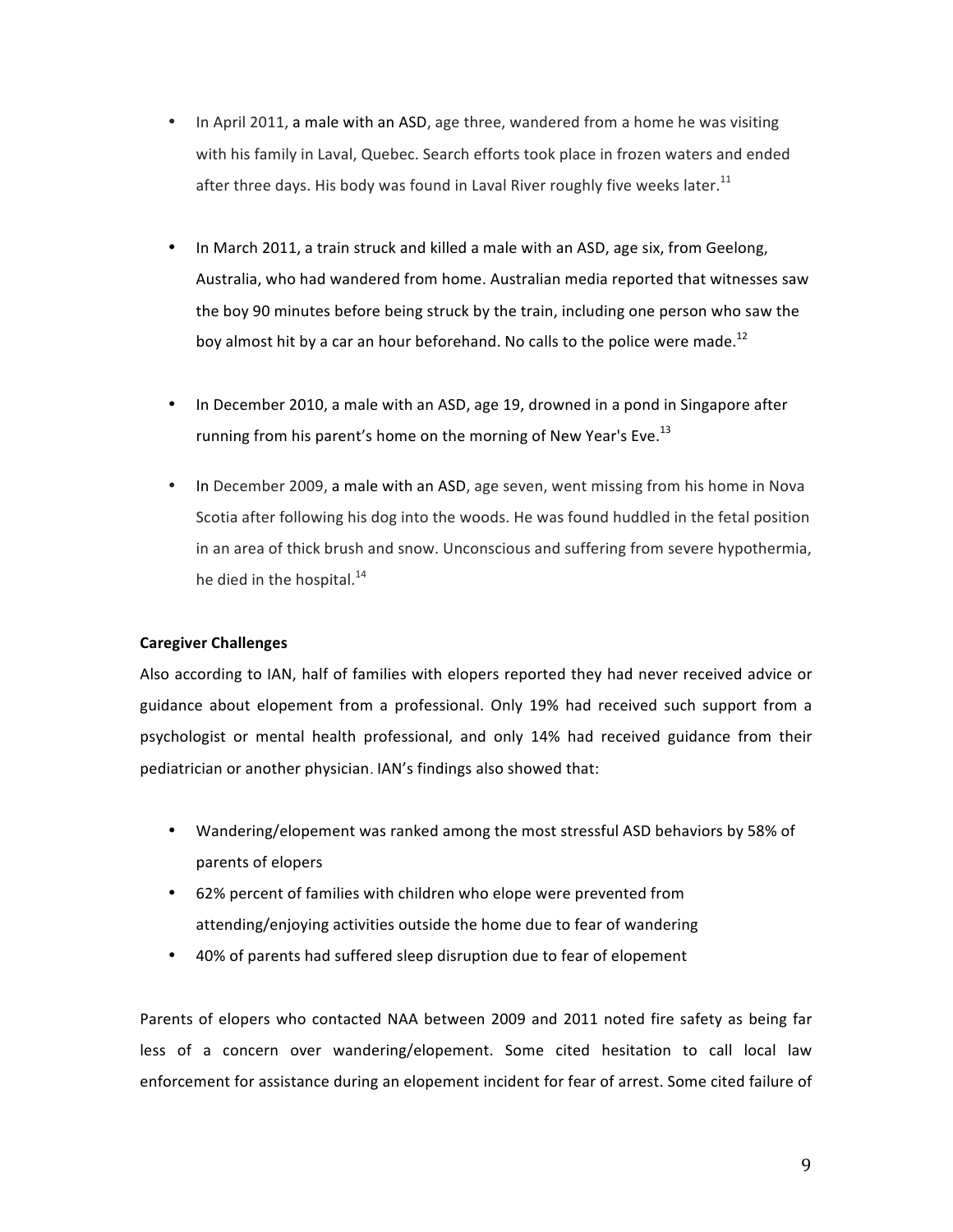- In April 2011, a male with an ASD, age three, wandered from a home he was visiting with his family in Laval, Quebec. Search efforts took place in frozen waters and ended after three days. His body was found in Laval River roughly five weeks later.[11]

- In March 2011, a train struck and killed a male with an ASD, age six, from Geelong, Australia, who had wandered from home. Australian media reported that witnesses saw the boy 90 minutes before being struck by the train, including one person who saw the boy almost hit by a car an hour beforehand. No calls to the police were made.[12]

- In December 2010, a male with an ASD, age 19, drowned in a pond in Singapore after running from his parent's home on the morning of New Year's Eve.[13]

- In December 2009, a male with an ASD, age seven, went missing from his home in Nova Scotia after following his dog into the woods. He was found huddled in the fetal position in an area of thick brush and snow. Unconscious and suffering from severe hypothermia, he died in the hospital.[14]

**Caregiver Challenges**

Also according to IAN, half of families with elopers reported they had never received advice or guidance about elopement from a professional. Only 19% had received such support from a psychologist or mental health professional, and only 14% had received guidance from their pediatrician or another physician. IAN's findings also showed that:

- Wandering/elopement was ranked among the most stressful ASD behaviors by 58% of parents of elopers
- 62% percent of families with children who elope were prevented from attending/enjoying activities outside the home due to fear of wandering
- 40% of parents had suffered sleep disruption due to fear of elopement

Parents of elopers who contacted NAA between 2009 and 2011 noted fire safety as being far less of a concern over wandering/elopement. Some cited hesitation to call local law enforcement for assistance during an elopement incident for fear of arrest. Some cited failure of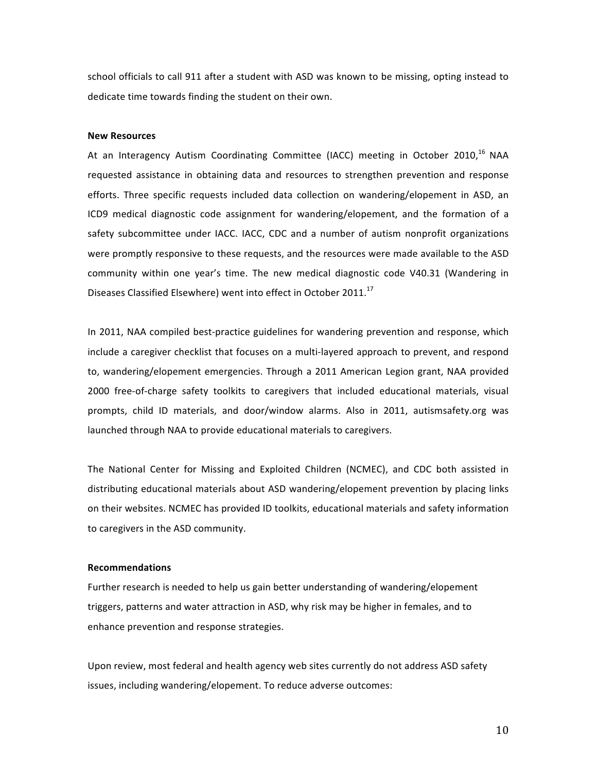school officials to call 911 after a student with ASD was known to be missing, opting instead to dedicate time towards finding the student on their own.

**New Resources**

At an Interagency Autism Coordinating Committee (IACC) meeting in October 2010,[16] NAA requested assistance in obtaining data and resources to strengthen prevention and response efforts. Three specific requests included data collection on wandering/elopement in ASD, an ICD9 medical diagnostic code assignment for wandering/elopement, and the formation of a safety subcommittee under IACC. IACC, CDC and a number of autism nonprofit organizations were promptly responsive to these requests, and the resources were made available to the ASD community within one year's time. The new medical diagnostic code V40.31 (Wandering in Diseases Classified Elsewhere) went into effect in October 2011.[17]

In 2011, NAA compiled best-practice guidelines for wandering prevention and response, which include a caregiver checklist that focuses on a multi-layered approach to prevent, and respond to, wandering/elopement emergencies. Through a 2011 American Legion grant, NAA provided 2000 free-of-charge safety toolkits to caregivers that included educational materials, visual prompts, child ID materials, and door/window alarms. Also in 2011, autismsafety.org was launched through NAA to provide educational materials to caregivers.

The National Center for Missing and Exploited Children (NCMEC), and CDC both assisted in distributing educational materials about ASD wandering/elopement prevention by placing links on their websites. NCMEC has provided ID toolkits, educational materials and safety information to caregivers in the ASD community.

**Recommendations**

Further research is needed to help us gain better understanding of wandering/elopement triggers, patterns and water attraction in ASD, why risk may be higher in females, and to enhance prevention and response strategies.

Upon review, most federal and health agency web sites currently do not address ASD safety issues, including wandering/elopement. To reduce adverse outcomes: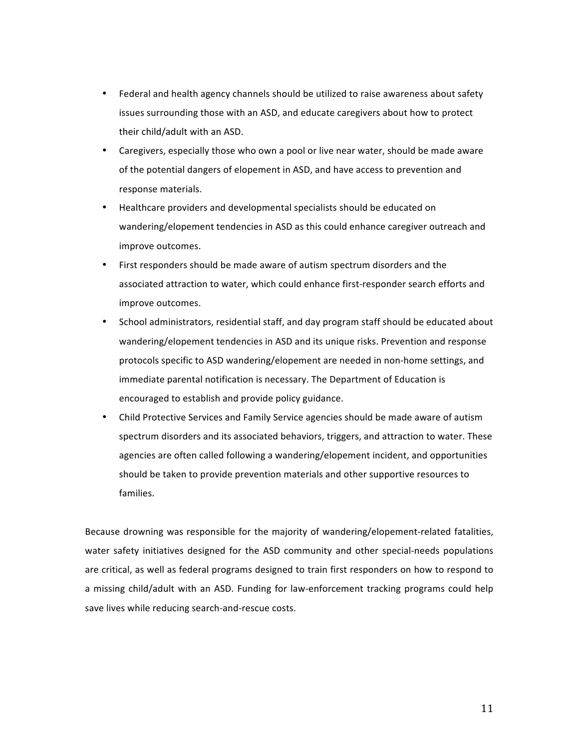- Federal and health agency channels should be utilized to raise awareness about safety issues surrounding those with an ASD, and educate caregivers about how to protect their child/adult with an ASD.
- Caregivers, especially those who own a pool or live near water, should be made aware of the potential dangers of elopement in ASD, and have access to prevention and response materials.
- Healthcare providers and developmental specialists should be educated on wandering/elopement tendencies in ASD as this could enhance caregiver outreach and improve outcomes.
- First responders should be made aware of autism spectrum disorders and the associated attraction to water, which could enhance first-responder search efforts and improve outcomes.
- School administrators, residential staff, and day program staff should be educated about wandering/elopement tendencies in ASD and its unique risks. Prevention and response protocols specific to ASD wandering/elopement are needed in non-home settings, and immediate parental notification is necessary. The Department of Education is encouraged to establish and provide policy guidance.
- Child Protective Services and Family Service agencies should be made aware of autism spectrum disorders and its associated behaviors, triggers, and attraction to water. These agencies are often called following a wandering/elopement incident, and opportunities should be taken to provide prevention materials and other supportive resources to families.

Because drowning was responsible for the majority of wandering/elopement-related fatalities, water safety initiatives designed for the ASD community and other special-needs populations are critical, as well as federal programs designed to train first responders on how to respond to a missing child/adult with an ASD. Funding for law-enforcement tracking programs could help save lives while reducing search-and-rescue costs.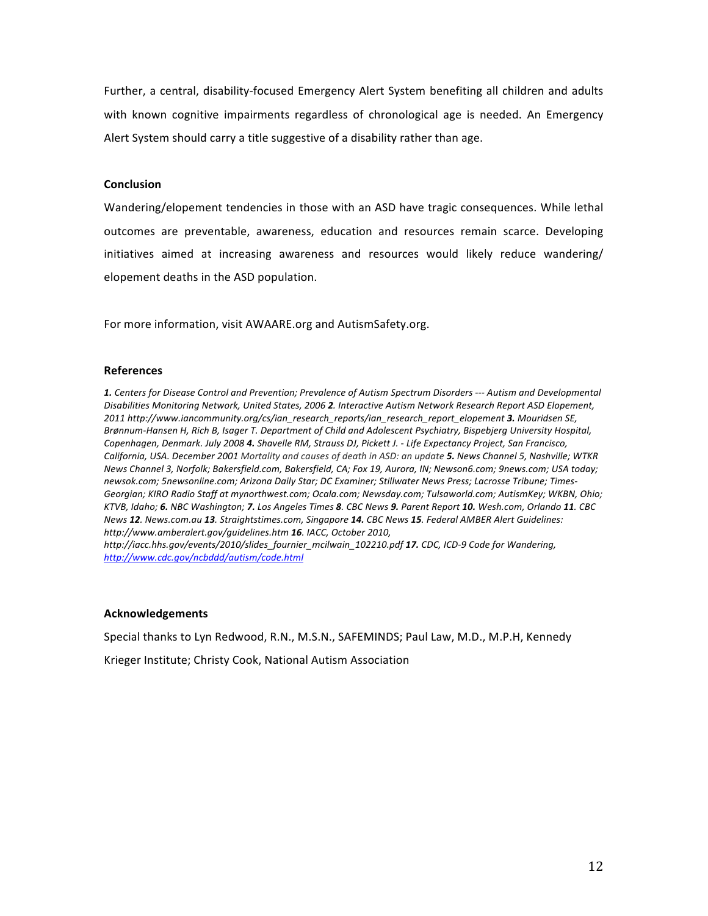Further, a central, disability-focused Emergency Alert System benefiting all children and adults with known cognitive impairments regardless of chronological age is needed. An Emergency Alert System should carry a title suggestive of a disability rather than age.

### Conclusion

Wandering/elopement tendencies in those with an ASD have tragic consequences. While lethal outcomes are preventable, awareness, education and resources remain scarce. Developing initiatives aimed at increasing awareness and resources would likely reduce wandering/elopement deaths in the ASD population.

For more information, visit AWAARE.org and AutismSafety.org.

### References

***1.*** *Centers for Disease Control and Prevention; Prevalence of Autism Spectrum Disorders --- Autism and Developmental Disabilities Monitoring Network, United States, 2006* ***2.*** *Interactive Autism Network Research Report ASD Elopement, 2011 http://www.iancommunity.org/cs/ian_research_reports/ian_research_report_elopement* ***3.*** *Mouridsen SE, Brønnum-Hansen H, Rich B, Isager T. Department of Child and Adolescent Psychiatry, Bispebjerg University Hospital, Copenhagen, Denmark. July 2008* ***4.*** *Shavelle RM, Strauss DJ, Pickett J. - Life Expectancy Project, San Francisco, California, USA. December 2001 Mortality and causes of death in ASD: an update* ***5.*** *News Channel 5, Nashville; WTKR News Channel 3, Norfolk; Bakersfield.com, Bakersfield, CA; Fox 19, Aurora, IN; Newson6.com; 9news.com; USA today; newsok.com; 5newsonline.com; Arizona Daily Star; DC Examiner; Stillwater News Press; Lacrosse Tribune; Times-Georgian; KIRO Radio Staff at mynorthwest.com; Ocala.com; Newsday.com; Tulsaworld.com; AutismKey; WKBN, Ohio; KTVB, Idaho;* ***6.*** *NBC Washington;* ***7.*** *Los Angeles Times* ***8****. CBC News* ***9.*** *Parent Report* ***10.*** *Wesh.com, Orlando* ***11****. CBC News* ***12****. News.com.au* ***13****. Straightstimes.com, Singapore* ***14.*** *CBC News* ***15****. Federal AMBER Alert Guidelines: http://www.amberalert.gov/guidelines.htm* ***16****. IACC, October 2010, http://iacc.hhs.gov/events/2010/slides_fournier_mcilwain_102210.pdf* ***17.*** *CDC, ICD-9 Code for Wandering, http://www.cdc.gov/ncbddd/autism/code.html*

### Acknowledgements

Special thanks to Lyn Redwood, R.N., M.S.N., SAFEMINDS; Paul Law, M.D., M.P.H, Kennedy Krieger Institute; Christy Cook, National Autism Association